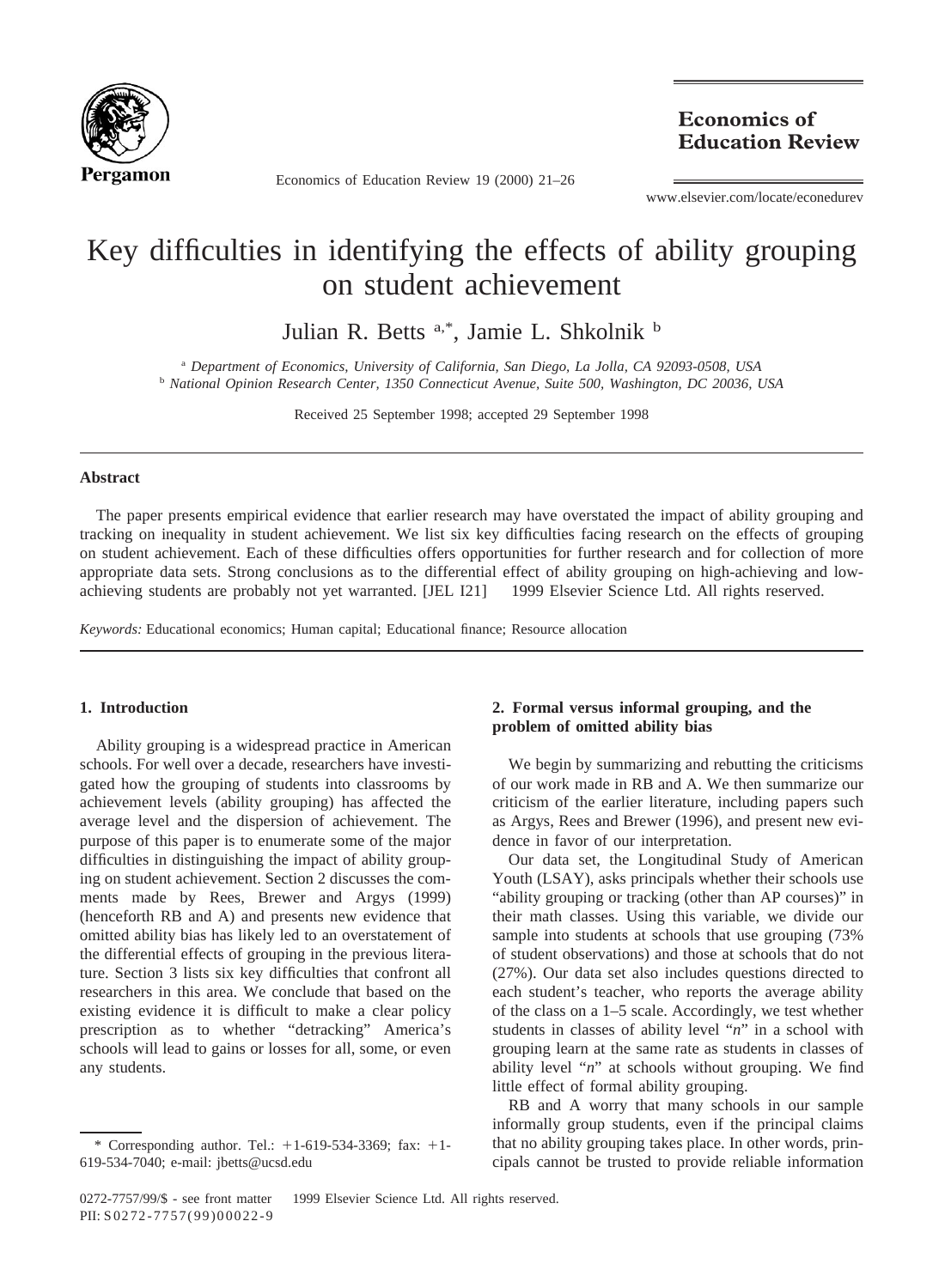# Key difficulties in identifying the effects of ability grouping on student achievement

Julian R. Betts [a,*], Jamie L. Shkolnik [b]

[a] *Department of Economics, University of California, San Diego, La Jolla, CA 92093-0508, USA*
[b] *National Opinion Research Center, 1350 Connecticut Avenue, Suite 500, Washington, DC 20036, USA*

Received 25 September 1998; accepted 29 September 1998

## Abstract

The paper presents empirical evidence that earlier research may have overstated the impact of ability grouping and tracking on inequality in student achievement. We list six key difficulties facing research on the effects of grouping on student achievement. Each of these difficulties offers opportunities for further research and for collection of more appropriate data sets. Strong conclusions as to the differential effect of ability grouping on high-achieving and low-achieving students are probably not yet warranted. [JEL I21] © 1999 Elsevier Science Ltd. All rights reserved.

*Keywords:* Educational economics; Human capital; Educational finance; Resource allocation

## 1. Introduction

Ability grouping is a widespread practice in American schools. For well over a decade, researchers have investigated how the grouping of students into classrooms by achievement levels (ability grouping) has affected the average level and the dispersion of achievement. The purpose of this paper is to enumerate some of the major difficulties in distinguishing the impact of ability grouping on student achievement. Section 2 discusses the comments made by Rees, Brewer and Argys (1999) (henceforth RB and A) and presents new evidence that omitted ability bias has likely led to an overstatement of the differential effects of grouping in the previous literature. Section 3 lists six key difficulties that confront all researchers in this area. We conclude that based on the existing evidence it is difficult to make a clear policy prescription as to whether "detracking" America's schools will lead to gains or losses for all, some, or even any students.

## 2. Formal versus informal grouping, and the problem of omitted ability bias

We begin by summarizing and rebutting the criticisms of our work made in RB and A. We then summarize our criticism of the earlier literature, including papers such as Argys, Rees and Brewer (1996), and present new evidence in favor of our interpretation.

Our data set, the Longitudinal Study of American Youth (LSAY), asks principals whether their schools use "ability grouping or tracking (other than AP courses)" in their math classes. Using this variable, we divide our sample into students at schools that use grouping (73% of student observations) and those at schools that do not (27%). Our data set also includes questions directed to each student's teacher, who reports the average ability of the class on a 1–5 scale. Accordingly, we test whether students in classes of ability level "*n*" in a school with grouping learn at the same rate as students in classes of ability level "*n*" at schools without grouping. We find little effect of formal ability grouping.

RB and A worry that many schools in our sample informally group students, even if the principal claims that no ability grouping takes place. In other words, principals cannot be trusted to provide reliable information

\* Corresponding author. Tel.: +1-619-534-3369; fax: +1-619-534-7040; e-mail: jbetts@ucsd.edu

0272-7757/99/$ - see front matter © 1999 Elsevier Science Ltd. All rights reserved.
PII: S0272-7757(99)00022-9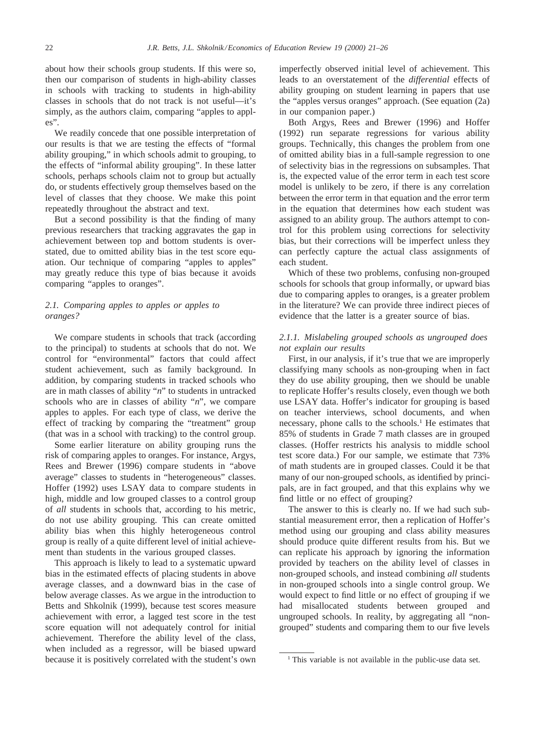about how their schools group students. If this were so, then our comparison of students in high-ability classes in schools with tracking to students in high-ability classes in schools that do not track is not useful—it's simply, as the authors claim, comparing "apples to apples".

We readily concede that one possible interpretation of our results is that we are testing the effects of "formal ability grouping," in which schools admit to grouping, to the effects of "informal ability grouping". In these latter schools, perhaps schools claim not to group but actually do, or students effectively group themselves based on the level of classes that they choose. We make this point repeatedly throughout the abstract and text.

But a second possibility is that the finding of many previous researchers that tracking aggravates the gap in achievement between top and bottom students is overstated, due to omitted ability bias in the test score equation. Our technique of comparing "apples to apples" may greatly reduce this type of bias because it avoids comparing "apples to oranges".

### 2.1. *Comparing apples to apples or apples to oranges?*

We compare students in schools that track (according to the principal) to students at schools that do not. We control for "environmental" factors that could affect student achievement, such as family background. In addition, by comparing students in tracked schools who are in math classes of ability "*n*" to students in untracked schools who are in classes of ability "*n*", we compare apples to apples. For each type of class, we derive the effect of tracking by comparing the "treatment" group (that was in a school with tracking) to the control group.

Some earlier literature on ability grouping runs the risk of comparing apples to oranges. For instance, Argys, Rees and Brewer (1996) compare students in "above average" classes to students in "heterogeneous" classes. Hoffer (1992) uses LSAY data to compare students in high, middle and low grouped classes to a control group of *all* students in schools that, according to his metric, do not use ability grouping. This can create omitted ability bias when this highly heterogeneous control group is really of a quite different level of initial achievement than students in the various grouped classes.

This approach is likely to lead to a systematic upward bias in the estimated effects of placing students in above average classes, and a downward bias in the case of below average classes. As we argue in the introduction to Betts and Shkolnik (1999), because test scores measure achievement with error, a lagged test score in the test score equation will not adequately control for initial achievement. Therefore the ability level of the class, when included as a regressor, will be biased upward because it is positively correlated with the student's own imperfectly observed initial level of achievement. This leads to an overstatement of the *differential* effects of ability grouping on student learning in papers that use the "apples versus oranges" approach. (See equation (2a) in our companion paper.)

Both Argys, Rees and Brewer (1996) and Hoffer (1992) run separate regressions for various ability groups. Technically, this changes the problem from one of omitted ability bias in a full-sample regression to one of selectivity bias in the regressions on subsamples. That is, the expected value of the error term in each test score model is unlikely to be zero, if there is any correlation between the error term in that equation and the error term in the equation that determines how each student was assigned to an ability group. The authors attempt to control for this problem using corrections for selectivity bias, but their corrections will be imperfect unless they can perfectly capture the actual class assignments of each student.

Which of these two problems, confusing non-grouped schools for schools that group informally, or upward bias due to comparing apples to oranges, is a greater problem in the literature? We can provide three indirect pieces of evidence that the latter is a greater source of bias.

#### 2.1.1. *Mislabeling grouped schools as ungrouped does not explain our results*

First, in our analysis, if it's true that we are improperly classifying many schools as non-grouping when in fact they do use ability grouping, then we should be unable to replicate Hoffer's results closely, even though we both use LSAY data. Hoffer's indicator for grouping is based on teacher interviews, school documents, and when necessary, phone calls to the schools.[1] He estimates that 85% of students in Grade 7 math classes are in grouped classes. (Hoffer restricts his analysis to middle school test score data.) For our sample, we estimate that 73% of math students are in grouped classes. Could it be that many of our non-grouped schools, as identified by principals, are in fact grouped, and that this explains why we find little or no effect of grouping?

The answer to this is clearly no. If we had such substantial measurement error, then a replication of Hoffer's method using our grouping and class ability measures should produce quite different results from his. But we can replicate his approach by ignoring the information provided by teachers on the ability level of classes in non-grouped schools, and instead combining *all* students in non-grouped schools into a single control group. We would expect to find little or no effect of grouping if we had misallocated students between grouped and ungrouped schools. In reality, by aggregating all "non-grouped" students and comparing them to our five levels

[1] This variable is not available in the public-use data set.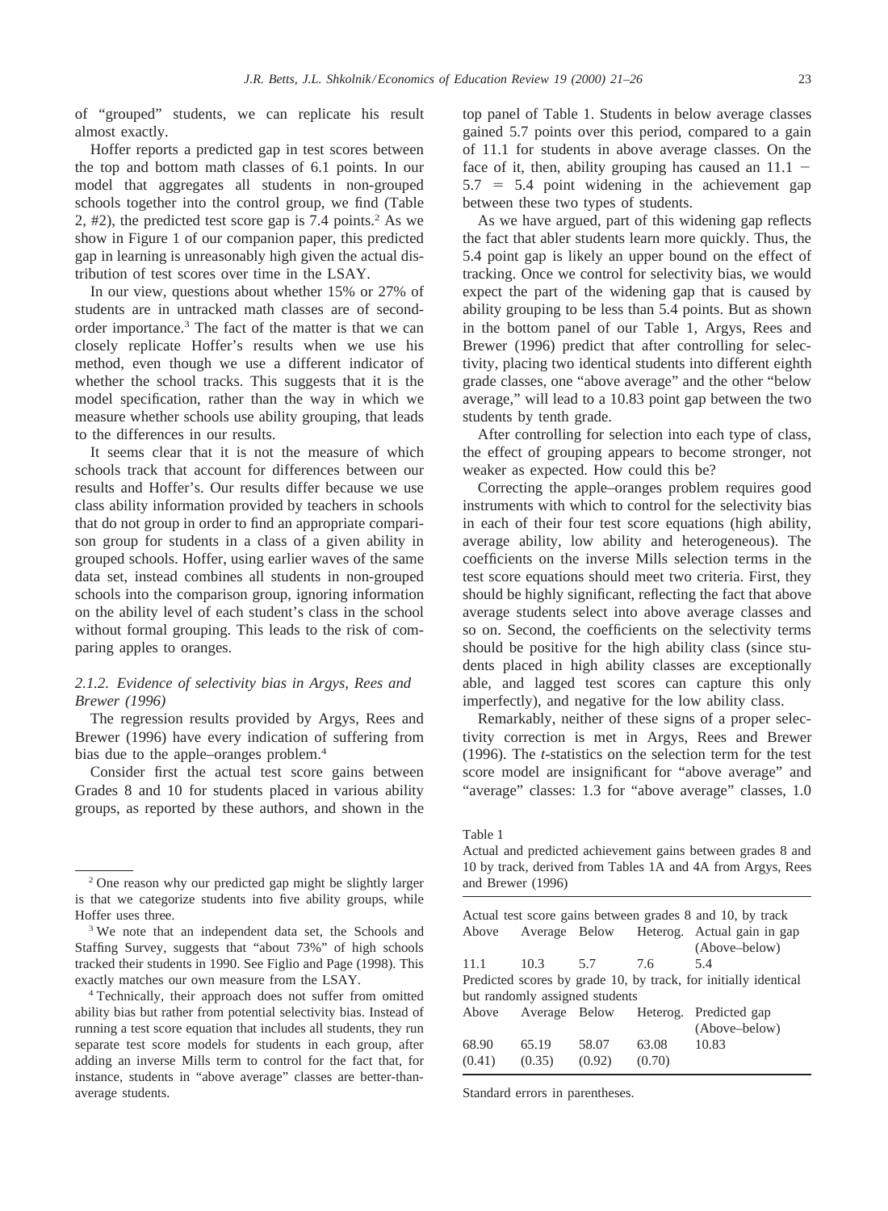of "grouped" students, we can replicate his result almost exactly.

Hoffer reports a predicted gap in test scores between the top and bottom math classes of 6.1 points. In our model that aggregates all students in non-grouped schools together into the control group, we find (Table 2, #2), the predicted test score gap is 7.4 points.[2] As we show in Figure 1 of our companion paper, this predicted gap in learning is unreasonably high given the actual distribution of test scores over time in the LSAY.

In our view, questions about whether 15% or 27% of students are in untracked math classes are of second-order importance.[3] The fact of the matter is that we can closely replicate Hoffer's results when we use his method, even though we use a different indicator of whether the school tracks. This suggests that it is the model specification, rather than the way in which we measure whether schools use ability grouping, that leads to the differences in our results.

It seems clear that it is not the measure of which schools track that account for differences between our results and Hoffer's. Our results differ because we use class ability information provided by teachers in schools that do not group in order to find an appropriate comparison group for students in a class of a given ability in grouped schools. Hoffer, using earlier waves of the same data set, instead combines all students in non-grouped schools into the comparison group, ignoring information on the ability level of each student's class in the school without formal grouping. This leads to the risk of comparing apples to oranges.

### 2.1.2. Evidence of selectivity bias in Argys, Rees and Brewer (1996)

The regression results provided by Argys, Rees and Brewer (1996) have every indication of suffering from bias due to the apple–oranges problem.[4]

Consider first the actual test score gains between Grades 8 and 10 for students placed in various ability groups, as reported by these authors, and shown in the top panel of Table 1. Students in below average classes gained 5.7 points over this period, compared to a gain of 11.1 for students in above average classes. On the face of it, then, ability grouping has caused an $11.1 - 5.7 = 5.4$ point widening in the achievement gap between these two types of students.

As we have argued, part of this widening gap reflects the fact that abler students learn more quickly. Thus, the 5.4 point gap is likely an upper bound on the effect of tracking. Once we control for selectivity bias, we would expect the part of the widening gap that is caused by ability grouping to be less than 5.4 points. But as shown in the bottom panel of our Table 1, Argys, Rees and Brewer (1996) predict that after controlling for selectivity, placing two identical students into different eighth grade classes, one "above average" and the other "below average," will lead to a 10.83 point gap between the two students by tenth grade.

After controlling for selection into each type of class, the effect of grouping appears to become stronger, not weaker as expected. How could this be?

Correcting the apple–oranges problem requires good instruments with which to control for the selectivity bias in each of their four test score equations (high ability, average ability, low ability and heterogeneous). The coefficients on the inverse Mills selection terms in the test score equations should meet two criteria. First, they should be highly significant, reflecting the fact that above average students select into above average classes and so on. Second, the coefficients on the selectivity terms should be positive for the high ability class (since students placed in high ability classes are exceptionally able, and lagged test scores can capture this only imperfectly), and negative for the low ability class.

Remarkably, neither of these signs of a proper selectivity correction is met in Argys, Rees and Brewer (1996). The *t*-statistics on the selection term for the test score model are insignificant for "above average" and "average" classes: 1.3 for "above average" classes, 1.0

Table 1

Actual and predicted achievement gains between grades 8 and 10 by track, derived from Tables 1A and 4A from Argys, Rees and Brewer (1996)

| Above | Average | Below | Heterog. | |
|---|---|---|---|---|
| *Actual test score gains between grades 8 and 10, by track* | | | | |
| Above | Average | Below | Heterog. | Actual gain in gap (Above–below) |
| 11.1 | 10.3 | 5.7 | 7.6 | 5.4 |
| *Predicted scores by grade 10, by track, for initially identical but randomly assigned students* | | | | |
| Above | Average | Below | Heterog. | Predicted gap (Above–below) |
| 68.90 | 65.19 | 58.07 | 63.08 | 10.83 |
| (0.41) | (0.35) | (0.92) | (0.70) | |

Standard errors in parentheses.

[2] One reason why our predicted gap might be slightly larger is that we categorize students into five ability groups, while Hoffer uses three.

[3] We note that an independent data set, the Schools and Staffing Survey, suggests that "about 73%" of high schools tracked their students in 1990. See Figlio and Page (1998). This exactly matches our own measure from the LSAY.

[4] Technically, their approach does not suffer from omitted ability bias but rather from potential selectivity bias. Instead of running a test score equation that includes all students, they run separate test score models for students in each group, after adding an inverse Mills term to control for the fact that, for instance, students in "above average" classes are better-than-average students.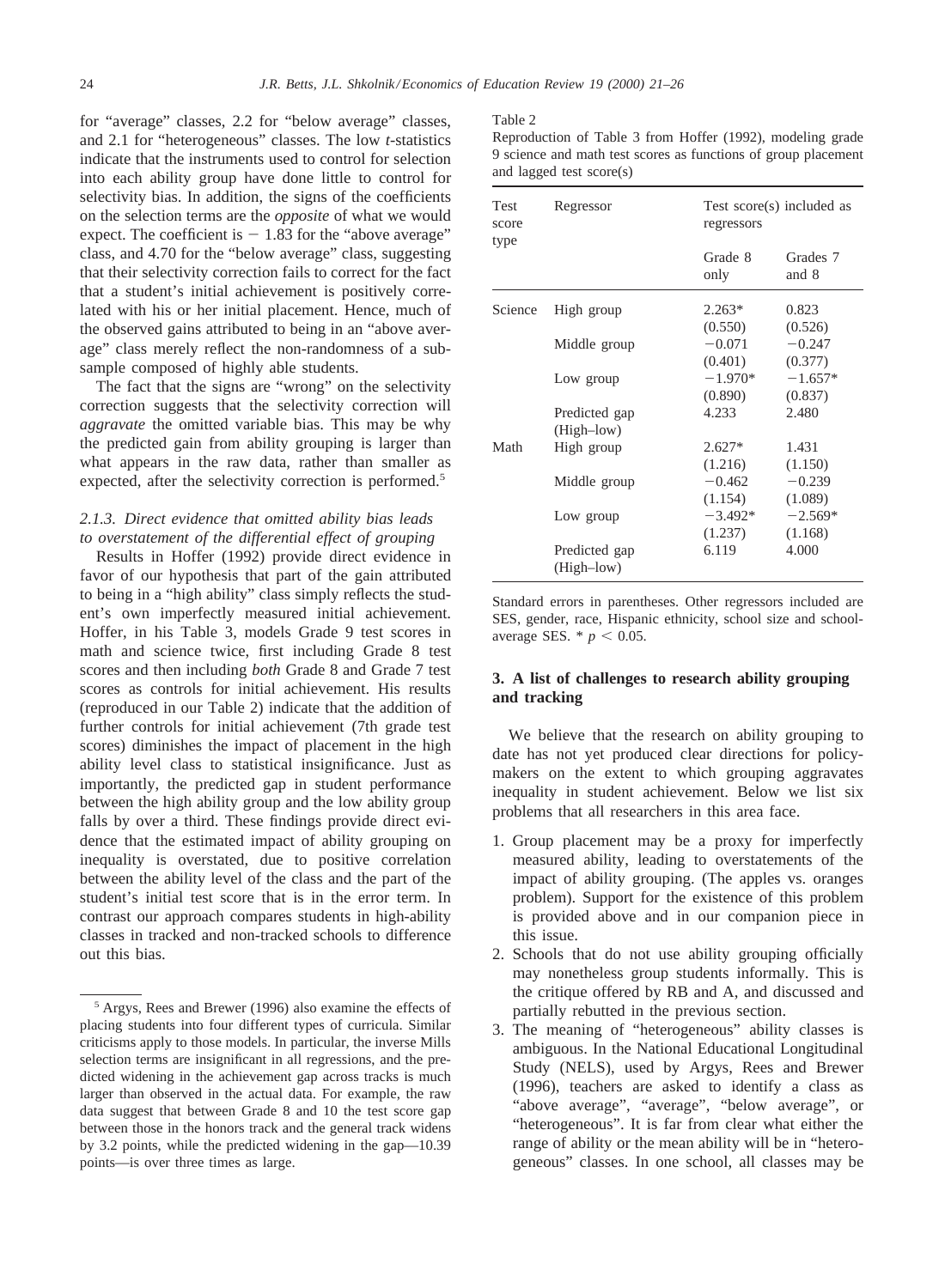for "average" classes, 2.2 for "below average" classes, and 2.1 for "heterogeneous" classes. The low *t*-statistics indicate that the instruments used to control for selection into each ability group have done little to control for selectivity bias. In addition, the signs of the coefficients on the selection terms are the *opposite* of what we would expect. The coefficient is $-1.83$ for the "above average" class, and 4.70 for the "below average" class, suggesting that their selectivity correction fails to correct for the fact that a student's initial achievement is positively correlated with his or her initial placement. Hence, much of the observed gains attributed to being in an "above average" class merely reflect the non-randomness of a subsample composed of highly able students.

The fact that the signs are "wrong" on the selectivity correction suggests that the selectivity correction will *aggravate* the omitted variable bias. This may be why the predicted gain from ability grouping is larger than what appears in the raw data, rather than smaller as expected, after the selectivity correction is performed.[5]

#### 2.1.3. Direct evidence that omitted ability bias leads to overstatement of the differential effect of grouping

Results in Hoffer (1992) provide direct evidence in favor of our hypothesis that part of the gain attributed to being in a "high ability" class simply reflects the student's own imperfectly measured initial achievement. Hoffer, in his Table 3, models Grade 9 test scores in math and science twice, first including Grade 8 test scores and then including *both* Grade 8 and Grade 7 test scores as controls for initial achievement. His results (reproduced in our Table 2) indicate that the addition of further controls for initial achievement (7th grade test scores) diminishes the impact of placement in the high ability level class to statistical insignificance. Just as importantly, the predicted gap in student performance between the high ability group and the low ability group falls by over a third. These findings provide direct evidence that the estimated impact of ability grouping on inequality is overstated, due to positive correlation between the ability level of the class and the part of the student's initial test score that is in the error term. In contrast our approach compares students in high-ability classes in tracked and non-tracked schools to difference out this bias.

Table 2
Reproduction of Table 3 from Hoffer (1992), modeling grade 9 science and math test scores as functions of group placement and lagged test score(s)

| Test score type | Regressor | Test score(s) included as regressors | |
|---|---|---|---|
| | | Grade 8 only | Grades 7 and 8 |
| Science | High group | 2.263* | 0.823 |
| | | (0.550) | (0.526) |
| | Middle group | −0.071 | −0.247 |
| | | (0.401) | (0.377) |
| | Low group | −1.970* | −1.657* |
| | | (0.890) | (0.837) |
| | Predicted gap (High–low) | 4.233 | 2.480 |
| Math | High group | 2.627* | 1.431 |
| | | (1.216) | (1.150) |
| | Middle group | −0.462 | −0.239 |
| | | (1.154) | (1.089) |
| | Low group | −3.492* | −2.569* |
| | | (1.237) | (1.168) |
| | Predicted gap (High–low) | 6.119 | 4.000 |

Standard errors in parentheses. Other regressors included are SES, gender, race, Hispanic ethnicity, school size and school-average SES. * $p < 0.05$.

## 3. A list of challenges to research ability grouping and tracking

We believe that the research on ability grouping to date has not yet produced clear directions for policymakers on the extent to which grouping aggravates inequality in student achievement. Below we list six problems that all researchers in this area face.

1. Group placement may be a proxy for imperfectly measured ability, leading to overstatements of the impact of ability grouping. (The apples vs. oranges problem). Support for the existence of this problem is provided above and in our companion piece in this issue.
2. Schools that do not use ability grouping officially may nonetheless group students informally. This is the critique offered by RB and A, and discussed and partially rebutted in the previous section.
3. The meaning of "heterogeneous" ability classes is ambiguous. In the National Educational Longitudinal Study (NELS), used by Argys, Rees and Brewer (1996), teachers are asked to identify a class as "above average", "average", "below average", or "heterogeneous". It is far from clear what either the range of ability or the mean ability will be in "heterogeneous" classes. In one school, all classes may be

[5] Argys, Rees and Brewer (1996) also examine the effects of placing students into four different types of curricula. Similar criticisms apply to those models. In particular, the inverse Mills selection terms are insignificant in all regressions, and the predicted widening in the achievement gap across tracks is much larger than observed in the actual data. For example, the raw data suggest that between Grade 8 and 10 the test score gap between those in the honors track and the general track widens by 3.2 points, while the predicted widening in the gap—10.39 points—is over three times as large.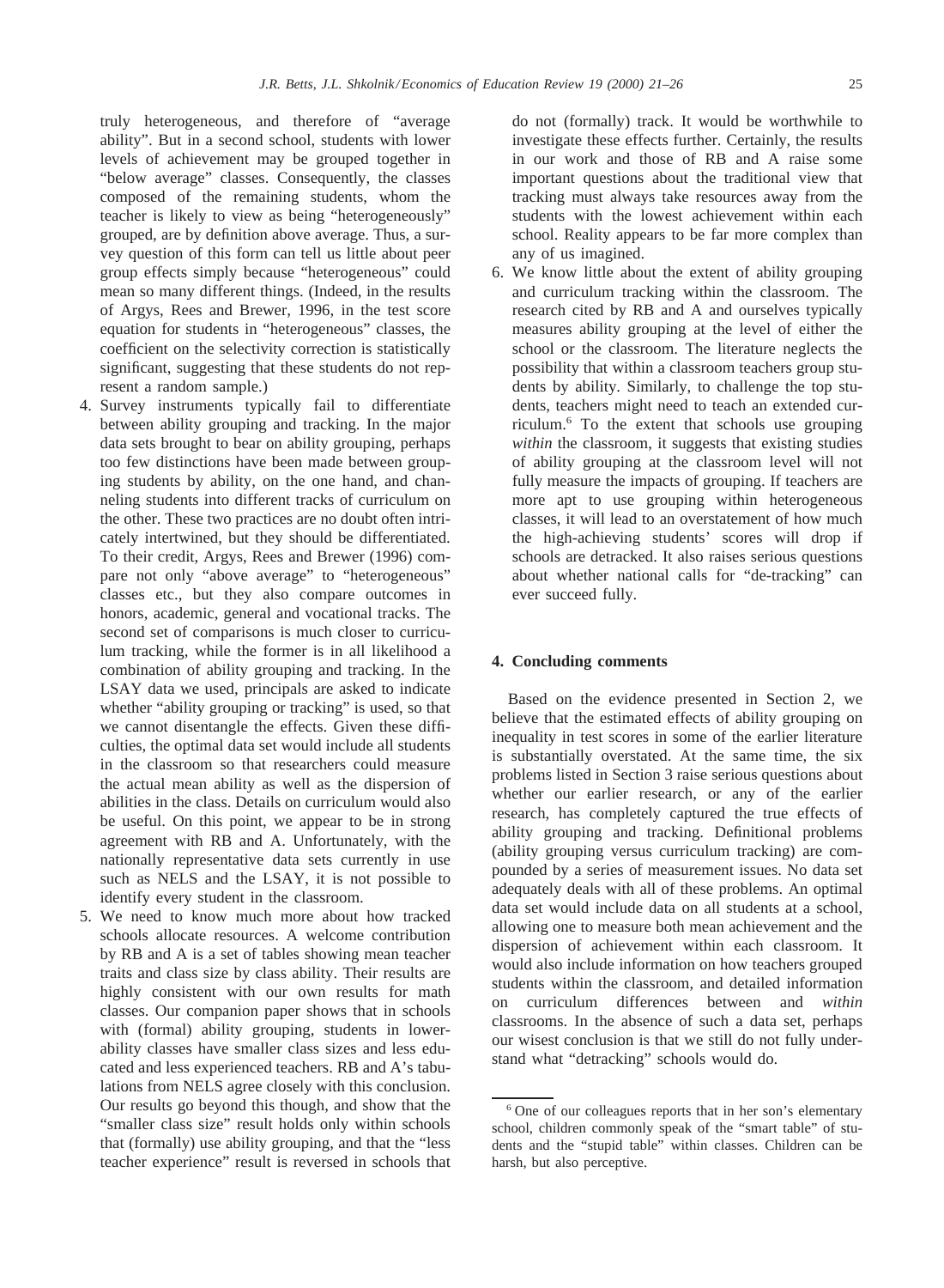truly heterogeneous, and therefore of "average ability". But in a second school, students with lower levels of achievement may be grouped together in "below average" classes. Consequently, the classes composed of the remaining students, whom the teacher is likely to view as being "heterogeneously" grouped, are by definition above average. Thus, a survey question of this form can tell us little about peer group effects simply because "heterogeneous" could mean so many different things. (Indeed, in the results of Argys, Rees and Brewer, 1996, in the test score equation for students in "heterogeneous" classes, the coefficient on the selectivity correction is statistically significant, suggesting that these students do not represent a random sample.)

4. Survey instruments typically fail to differentiate between ability grouping and tracking. In the major data sets brought to bear on ability grouping, perhaps too few distinctions have been made between grouping students by ability, on the one hand, and channeling students into different tracks of curriculum on the other. These two practices are no doubt often intricately intertwined, but they should be differentiated. To their credit, Argys, Rees and Brewer (1996) compare not only "above average" to "heterogeneous" classes etc., but they also compare outcomes in honors, academic, general and vocational tracks. The second set of comparisons is much closer to curriculum tracking, while the former is in all likelihood a combination of ability grouping and tracking. In the LSAY data we used, principals are asked to indicate whether "ability grouping or tracking" is used, so that we cannot disentangle the effects. Given these difficulties, the optimal data set would include all students in the classroom so that researchers could measure the actual mean ability as well as the dispersion of abilities in the class. Details on curriculum would also be useful. On this point, we appear to be in strong agreement with RB and A. Unfortunately, with the nationally representative data sets currently in use such as NELS and the LSAY, it is not possible to identify every student in the classroom.

5. We need to know much more about how tracked schools allocate resources. A welcome contribution by RB and A is a set of tables showing mean teacher traits and class size by class ability. Their results are highly consistent with our own results for math classes. Our companion paper shows that in schools with (formal) ability grouping, students in lower-ability classes have smaller class sizes and less educated and less experienced teachers. RB and A's tabulations from NELS agree closely with this conclusion. Our results go beyond this though, and show that the "smaller class size" result holds only within schools that (formally) use ability grouping, and that the "less teacher experience" result is reversed in schools that do not (formally) track. It would be worthwhile to investigate these effects further. Certainly, the results in our work and those of RB and A raise some important questions about the traditional view that tracking must always take resources away from the students with the lowest achievement within each school. Reality appears to be far more complex than any of us imagined.

6. We know little about the extent of ability grouping and curriculum tracking within the classroom. The research cited by RB and A and ourselves typically measures ability grouping at the level of either the school or the classroom. The literature neglects the possibility that within a classroom teachers group students by ability. Similarly, to challenge the top students, teachers might need to teach an extended curriculum.[6] To the extent that schools use grouping *within* the classroom, it suggests that existing studies of ability grouping at the classroom level will not fully measure the impacts of grouping. If teachers are more apt to use grouping within heterogeneous classes, it will lead to an overstatement of how much the high-achieving students' scores will drop if schools are detracked. It also raises serious questions about whether national calls for "de-tracking" can ever succeed fully.

## 4. Concluding comments

Based on the evidence presented in Section 2, we believe that the estimated effects of ability grouping on inequality in test scores in some of the earlier literature is substantially overstated. At the same time, the six problems listed in Section 3 raise serious questions about whether our earlier research, or any of the earlier research, has completely captured the true effects of ability grouping and tracking. Definitional problems (ability grouping versus curriculum tracking) are compounded by a series of measurement issues. No data set adequately deals with all of these problems. An optimal data set would include data on all students at a school, allowing one to measure both mean achievement and the dispersion of achievement within each classroom. It would also include information on how teachers grouped students within the classroom, and detailed information on curriculum differences between and *within* classrooms. In the absence of such a data set, perhaps our wisest conclusion is that we still do not fully understand what "detracking" schools would do.

[6] One of our colleagues reports that in her son's elementary school, children commonly speak of the "smart table" of students and the "stupid table" within classes. Children can be harsh, but also perceptive.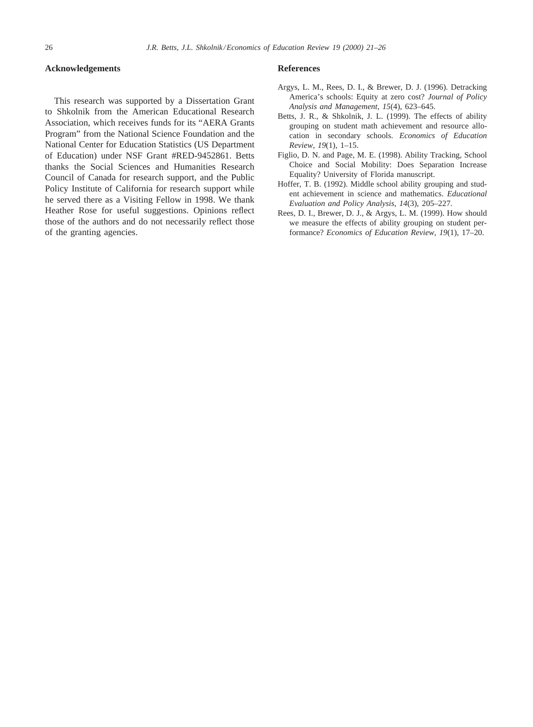## Acknowledgements

This research was supported by a Dissertation Grant to Shkolnik from the American Educational Research Association, which receives funds for its "AERA Grants Program" from the National Science Foundation and the National Center for Education Statistics (US Department of Education) under NSF Grant #RED-9452861. Betts thanks the Social Sciences and Humanities Research Council of Canada for research support, and the Public Policy Institute of California for research support while he served there as a Visiting Fellow in 1998. We thank Heather Rose for useful suggestions. Opinions reflect those of the authors and do not necessarily reflect those of the granting agencies.

## References

Argys, L. M., Rees, D. I., & Brewer, D. J. (1996). Detracking America's schools: Equity at zero cost? *Journal of Policy Analysis and Management*, *15*(4), 623–645.

Betts, J. R., & Shkolnik, J. L. (1999). The effects of ability grouping on student math achievement and resource allocation in secondary schools. *Economics of Education Review*, *19*(1), 1–15.

Figlio, D. N. and Page, M. E. (1998). Ability Tracking, School Choice and Social Mobility: Does Separation Increase Equality? University of Florida manuscript.

Hoffer, T. B. (1992). Middle school ability grouping and student achievement in science and mathematics. *Educational Evaluation and Policy Analysis*, *14*(3), 205–227.

Rees, D. I., Brewer, D. J., & Argys, L. M. (1999). How should we measure the effects of ability grouping on student performance? *Economics of Education Review*, *19*(1), 17–20.